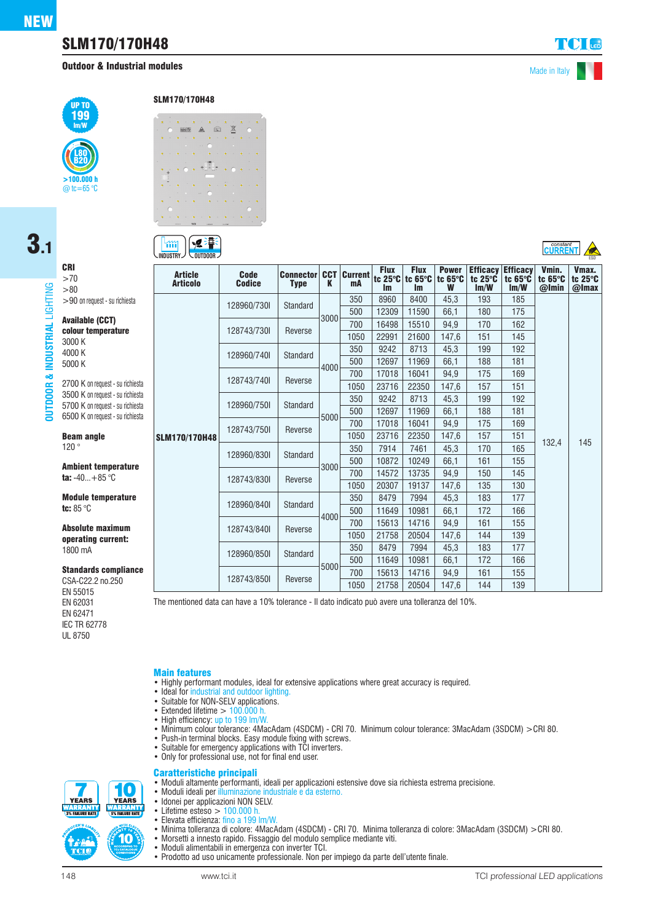NEW

# SLM170/170H48

**Outdoor & Industrial modules**

Made in Italy

UP TO 199 lm/W

L80 B20 >100.000 h @ tc=65 °C

3.1

OUTDOOR & INDUSTRIAL LIGHTING

**SLM170/170H48**

INDUSTRY OUTDOOR

constant CURRENT

**CRI**
>70
>80
>90 on request - su richiesta

**Available (CCT) colour temperature**
3000 K
4000 K
5000 K

2700 K on request - su richiesta
3500 K on request - su richiesta
5700 K on request - su richiesta
6500 K on request - su richiesta

**Beam angle**
120 °

**Ambient temperature**
**ta:** -40...+85 °C

**Module temperature**
**tc:** 85 °C

**Absolute maximum operating current:**
1800 mA

**Standards compliance**
CSA-C22.2 no.250
EN 55015
EN 62031
EN 62471
IEC TR 62778
UL 8750

| Article Articolo | Code Codice | Connector Type | CCT K | Current mA | Flux tc 25°C lm | Flux tc 65°C lm | Power tc 65°C W | Efficacy tc 25°C lm/W | Efficacy tc 65°C lm/W | Vmin. tc 65°C @Imin | Vmax. tc 25°C @Imax |
|---|---|---|---|---|---|---|---|---|---|---|---|
| SLM170/170H48 | 128960/730I | Standard | 3000 | 350 | 8960 | 8400 | 45,3 | 193 | 185 | 132,4 | 145 |
| | | | | 500 | 12309 | 11590 | 66,1 | 180 | 175 | | |
| | 128743/730I | Reverse | | 700 | 16498 | 15510 | 94,9 | 170 | 162 | | |
| | | | | 1050 | 22991 | 21600 | 147,6 | 151 | 145 | | |
| | 128960/740I | Standard | 4000 | 350 | 9242 | 8713 | 45,3 | 199 | 192 | | |
| | | | | 500 | 12697 | 11969 | 66,1 | 188 | 181 | | |
| | 128743/740I | Reverse | | 700 | 17018 | 16041 | 94,9 | 175 | 169 | | |
| | | | | 1050 | 23716 | 22350 | 147,6 | 157 | 151 | | |
| | 128960/750I | Standard | 5000 | 350 | 9242 | 8713 | 45,3 | 199 | 192 | | |
| | | | | 500 | 12697 | 11969 | 66,1 | 188 | 181 | | |
| | 128743/750I | Reverse | | 700 | 17018 | 16041 | 94,9 | 175 | 169 | | |
| | | | | 1050 | 23716 | 22350 | 147,6 | 157 | 151 | | |
| | 128960/830I | Standard | 3000 | 350 | 7914 | 7461 | 45,3 | 170 | 165 | | |
| | | | | 500 | 10872 | 10249 | 66,1 | 161 | 155 | | |
| | 128743/830I | Reverse | | 700 | 14572 | 13735 | 94,9 | 150 | 145 | | |
| | | | | 1050 | 20307 | 19137 | 147,6 | 135 | 130 | | |
| | 128960/840I | Standard | 4000 | 350 | 8479 | 7994 | 45,3 | 183 | 177 | | |
| | | | | 500 | 11649 | 10981 | 66,1 | 172 | 166 | | |
| | 128743/840I | Reverse | | 700 | 15613 | 14716 | 94,9 | 161 | 155 | | |
| | | | | 1050 | 21758 | 20504 | 147,6 | 144 | 139 | | |
| | 128960/850I | Standard | 5000 | 350 | 8479 | 7994 | 45,3 | 183 | 177 | | |
| | | | | 500 | 11649 | 10981 | 66,1 | 172 | 166 | | |
| | 128743/850I | Reverse | | 700 | 15613 | 14716 | 94,9 | 161 | 155 | | |
| | | | | 1050 | 21758 | 20504 | 147,6 | 144 | 139 | | |

The mentioned data can have a 10% tolerance - Il dato indicato può avere una tolleranza del 10%.

## Main features

- Highly performant modules, ideal for extensive applications where great accuracy is required.
- Ideal for industrial and outdoor lighting.
- Suitable for NON-SELV applications.
- Extended lifetime > 100.000 h.
- Lifetime esteso > 100.000 h.
- High efficiency: up to 199 lm/W.
- Minimum colour tolerance: 4MacAdam (4SDCM) - CRI 70. Minimum colour tolerance: 3MacAdam (3SDCM) >CRI 80.
- Push-in terminal blocks. Easy module fixing with screws.
- Suitable for emergency applications with TCI inverters.
- Only for professional use, not for final end user.

## Caratteristiche principali

- Moduli altamente performanti, ideali per applicazioni estensive dove sia richiesta estrema precisione.
- Moduli ideali per illuminazione industriale e da esterno.
- Idonei per applicazioni NON SELV.
- Lifetime esteso > 100.000 h.
- Elevata efficienza: fino a 199 lm/W.
- Minima tolleranza di colore: 4MacAdam (4SDCM) - CRI 70. Minima tolleranza di colore: 3MacAdam (3SDCM) >CRI 80.
- Morsetti a innesto rapido. Fissaggio del modulo semplice mediante viti.
- Moduli alimentabili in emergenza con inverter TCI.
- Prodotto ad uso unicamente professionale. Non per impiego da parte dell'utente finale.

7 YEARS WARRANTY 3% FAILURE RATE — 10 YEARS WARRANTY 5% FAILURE RATE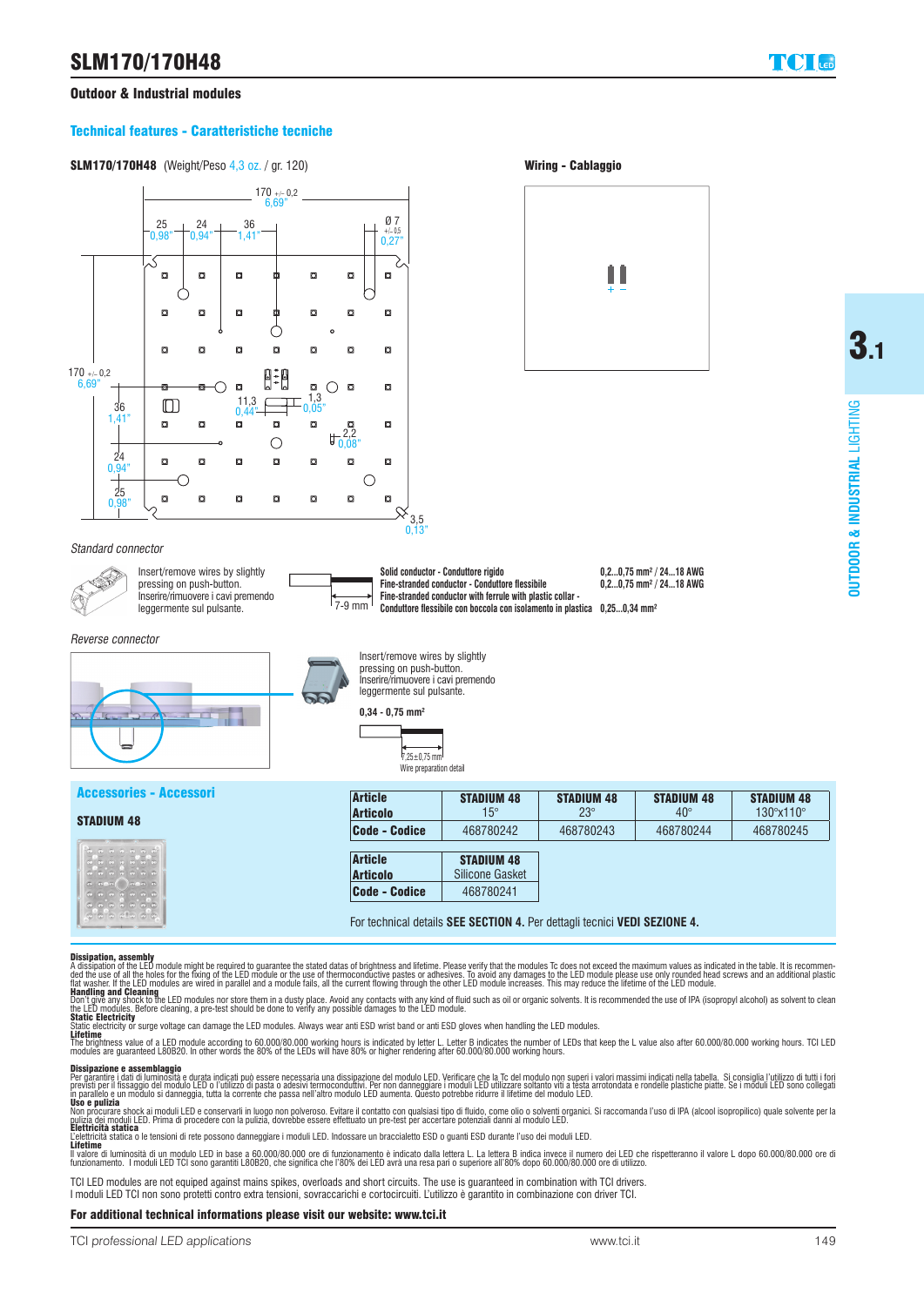# SLM170/170H48

**Outdoor & Industrial modules**

## Technical features - Caratteristiche tecniche

**SLM170/170H48** (Weight/Peso 4,3 oz. / gr. 120)

**Wiring - Cablaggio**

170 +/- 0,2
6,69"

25
0,98"
24
0,94"
36
1,41"
Ø 7
+/- 0,5
0,27"

170 +/- 0,2
6,69"
36
1,41"
24
0,94"
25
0,98"

11,3
0,44"
1,3
0,05"
2,2
0,08"
3,5
0,13"

+ −

*Standard connector*

Insert/remove wires by slightly pressing on push-button.
Inserire/rimuovere i cavi premendo leggermente sul pulsante.

7-9 mm

| | |
|---|---|
| Solid conductor - Conduttore rigido | 0,2...0,75 mm² / 24...18 AWG |
| Fine-stranded conductor - Conduttore flessibile | 0,2...0,75 mm² / 24...18 AWG |
| Fine-stranded conductor with ferrule with plastic collar - Conduttore flessibile con boccola con isolamento in plastica | 0,25...0,34 mm² |

*Reverse connector*

Insert/remove wires by slightly pressing on push-button.
Inserire/rimuovere i cavi premendo leggermente sul pulsante.

**0,34 - 0,75 mm²**

7,25±0,75 mm
Wire preparation detail

## Accessories - Accessori

**STADIUM 48**

| Article / Articolo | STADIUM 48 15° | STADIUM 48 23° | STADIUM 48 40° | STADIUM 48 130°x110° |
|---|---|---|---|---|
| Code - Codice | 468780242 | 468780243 | 468780244 | 468780245 |

| Article / Articolo | STADIUM 48 Silicone Gasket |
|---|---|
| Code - Codice | 468780241 |

For technical details **SEE SECTION 4.** Per dettagli tecnici **VEDI SEZIONE 4.**

**Dissipation, assembly**
A dissipation of the LED module might be required to guarantee the stated datas of brightness and lifetime. Please verify that the modules Tc does not exceed the maximum values as indicated in the table. It is recommended the use of all the holes for the fixing of the LED module or the use of thermoconductive pastes or adhesives. To avoid any damages to the LED module please use only rounded head screws and an additional plastic flat washer. If the LED modules are wired in parallel and a module fails, all the current flowing through the other LED module increases. This may reduce the lifetime of the LED module.
**Handling and Cleaning**
Don't give any shock to the LED modules nor store them in a dusty place. Avoid any contacts with any kind of fluid such as oil or organic solvents. It is recommended the use of IPA (isopropyl alcohol) as solvent to clean the LED modules. Before cleaning, a pre-test should be done to verify any possible damages to the LED module.
**Static Electricity**
Static electricity or surge voltage can damage the LED modules. Always wear anti ESD wrist band or anti ESD gloves when handling the LED modules.
**Lifetime**
The brightness value of a LED module according to 60.000/80.000 working hours is indicated by letter L. Letter B indicates the number of LEDs that keep the L value also after 60.000/80.000 working hours. TCI LED modules are guaranteed L80B20. In other words the 80% of the LEDs will have 80% or higher rendering after 60.000/80.000 working hours.

**Dissipazione e assemblaggio**
Per garantire i dati di luminosità e durata indicati può essere necessaria una dissipazione del modulo LED. Verificare che la Tc del modulo non superi i valori massimi indicati nella tabella. Si consiglia l'utilizzo di tutti i fori previsti per il fissaggio del modulo LED o l'utilizzo di pasta o adesivi termoconduttivi. Per non danneggiare i moduli LED utilizzare soltanto viti a testa arrotondata e rondelle plastiche piatte. Se i moduli LED sono collegati in parallelo e un modulo si danneggia, tutta la corrente che passa nell'altro modulo LED aumenta. Questo potrebbe ridurre il lifetime del modulo LED.
**Uso e pulizia**
Non procurare shock ai moduli LED e conservarli in luogo non polveroso. Evitare il contatto con qualsiasi tipo di fluido, come olio o solventi organici. Si raccomanda l'uso di IPA (alcool isopropilico) quale solvente per la pulizia dei moduli LED. Prima di procedere con la pulizia, dovrebbe essere effettuato un pre-test per accertare potenziali danni al modulo LED.
**Elettricità statica**
L'elettricità statica o le tensioni di rete possono danneggiare i moduli LED. Indossare un braccialetto ESD o guanti ESD durante l'uso dei moduli LED.
**Lifetime**
Il valore di luminosità di un modulo LED in base a 60.000/80.000 ore di funzionamento è indicato dalla lettera L. La lettera B indica invece il numero dei LED che rispetteranno il valore L dopo 60.000/80.000 ore di funzionamento. I moduli LED TCI sono garantiti L80B20, che significa che l'80% dei LED avrà una resa pari o superiore all'80% dopo 60.000/80.000 ore di utilizzo.

TCI LED modules are not equiped against mains spikes, overloads and short circuits. The use is guaranteed in combination with TCI drivers.
I moduli LED TCI non sono protetti contro extra tensioni, sovraccarichi e cortocircuiti. L'utilizzo è garantito in combinazione con driver TCI.

**For additional technical informations please visit our website: www.tci.it**